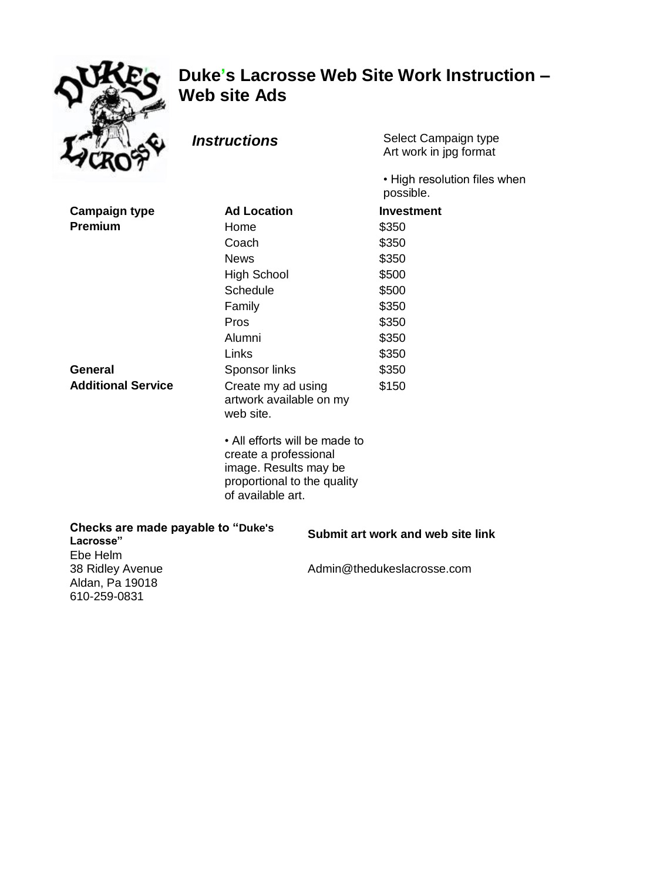# Duke's Lacrosse Web Site Work Instruction – Web site Ads

***Instructions***

Select Campaign type
Art work in jpg format

• High resolution files when possible.

| Campaign type | Ad Location | Investment |
|---|---|---|
| **Premium** | Home | $350 |
| | Coach | $350 |
| | News | $350 |
| | High School | $500 |
| | Schedule | $500 |
| | Family | $350 |
| | Pros | $350 |
| | Alumni | $350 |
| | Links | $350 |
| **General** | Sponsor links | $350 |
| **Additional Service** | Create my ad using artwork available on my web site.<br><br>• All efforts will be made to create a professional image. Results may be proportional to the quality of available art. | $150 |

**Checks are made payable to "Duke's Lacrosse"**
Ebe Helm
38 Ridley Avenue
Aldan, Pa 19018
610-259-0831

**Submit art work and web site link**

Admin@thedukeslacrosse.com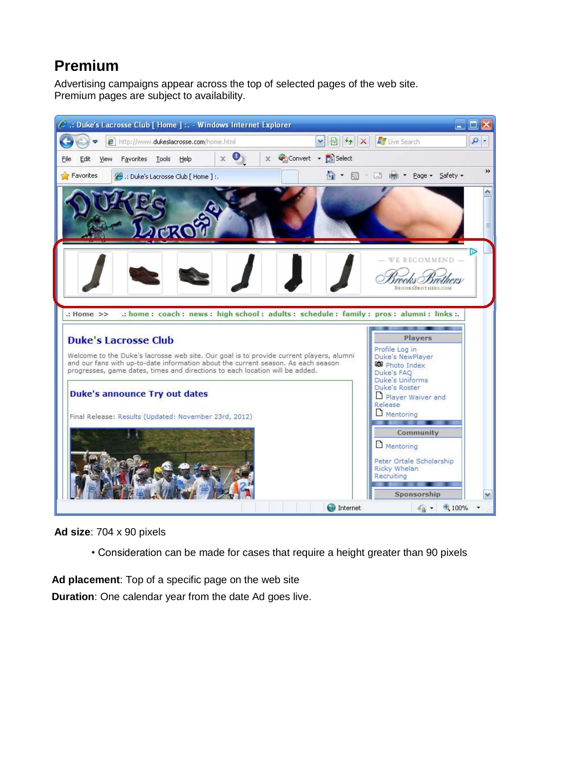## Premium

Advertising campaigns appear across the top of selected pages of the web site.
Premium pages are subject to availability.

**Ad size**: 704 x 90 pixels

- Consideration can be made for cases that require a height greater than 90 pixels

**Ad placement**: Top of a specific page on the web site

**Duration**: One calendar year from the date Ad goes live.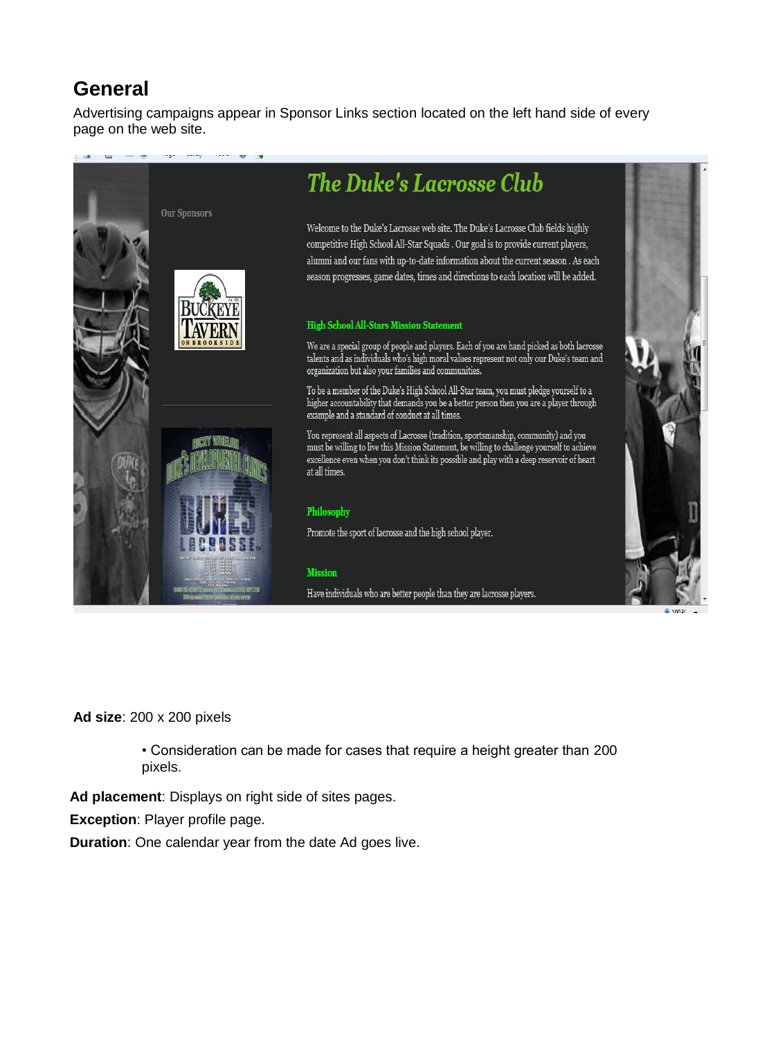## General

Advertising campaigns appear in Sponsor Links section located on the left hand side of every page on the web site.

**Ad size**: 200 x 200 pixels

- Consideration can be made for cases that require a height greater than 200 pixels.

**Ad placement**: Displays on right side of sites pages.

**Exception**: Player profile page.

**Duration**: One calendar year from the date Ad goes live.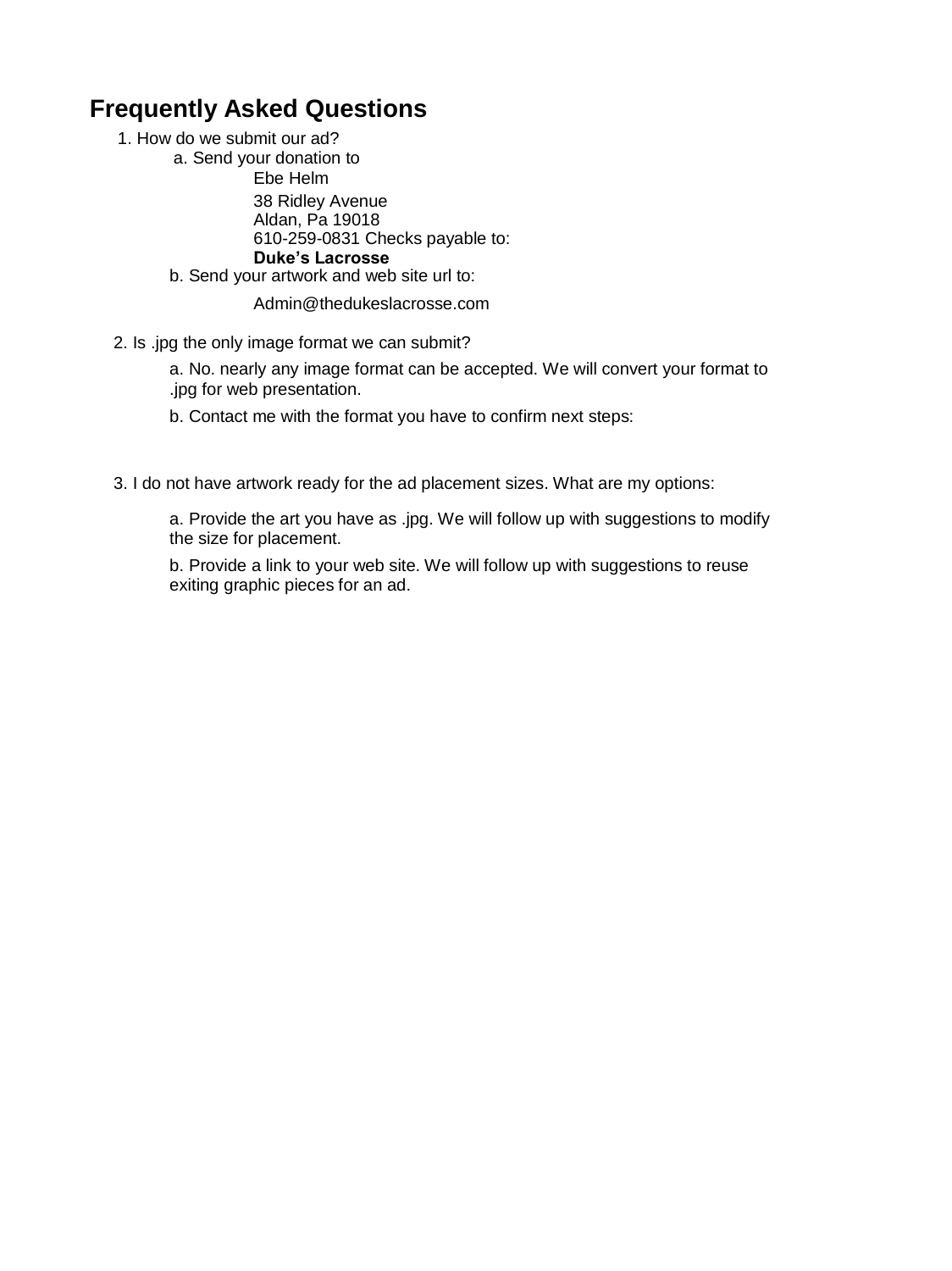# Frequently Asked Questions

1. How do we submit our ad?
   a. Send your donation to
      Ebe Helm
      38 Ridley Avenue
      Aldan, Pa 19018
      610-259-0831 Checks payable to:
      **Duke's Lacrosse**
   b. Send your artwork and web site url to:
      Admin@thedukeslacrosse.com

2. Is .jpg the only image format we can submit?
   a. No. nearly any image format can be accepted. We will convert your format to .jpg for web presentation.
   b. Contact me with the format you have to confirm next steps:

3. I do not have artwork ready for the ad placement sizes. What are my options:
   a. Provide the art you have as .jpg. We will follow up with suggestions to modify the size for placement.
   b. Provide a link to your web site. We will follow up with suggestions to reuse exiting graphic pieces for an ad.